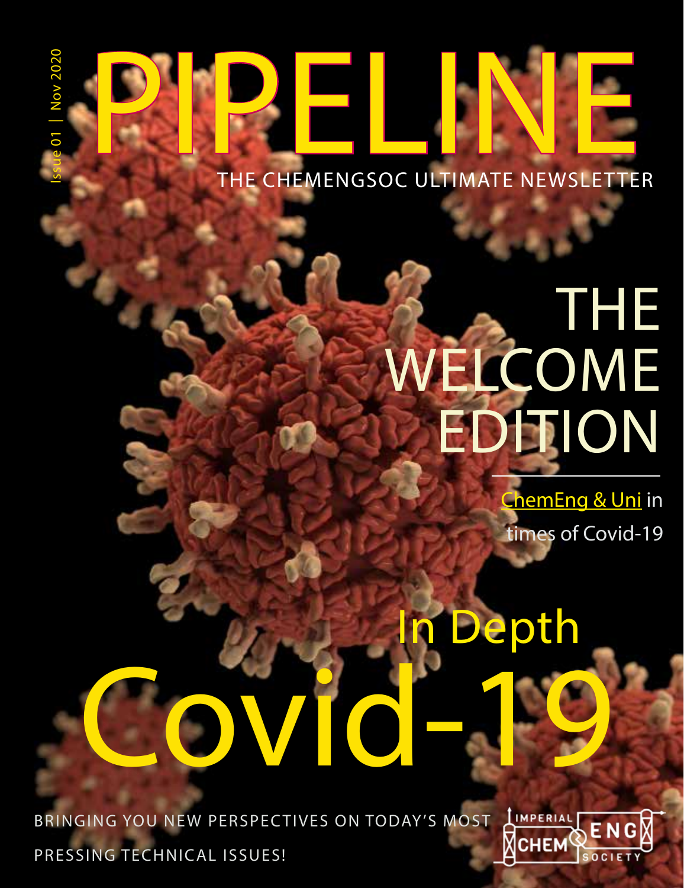Issue 01 | Nov 2020

# PIPELINE

THE CHEMENGSOC ULTIMATE NEWSLETTER

## THE WELCOME EDITION

ChemEng & Uni in times of Covid-19

## In Depth Covid-19

BRINGING YOU NEW PERSPECTIVES ON TODAY'S MOST PRESSING TECHNICAL ISSUES!

IMPERIAL CHEM ENG SOCIETY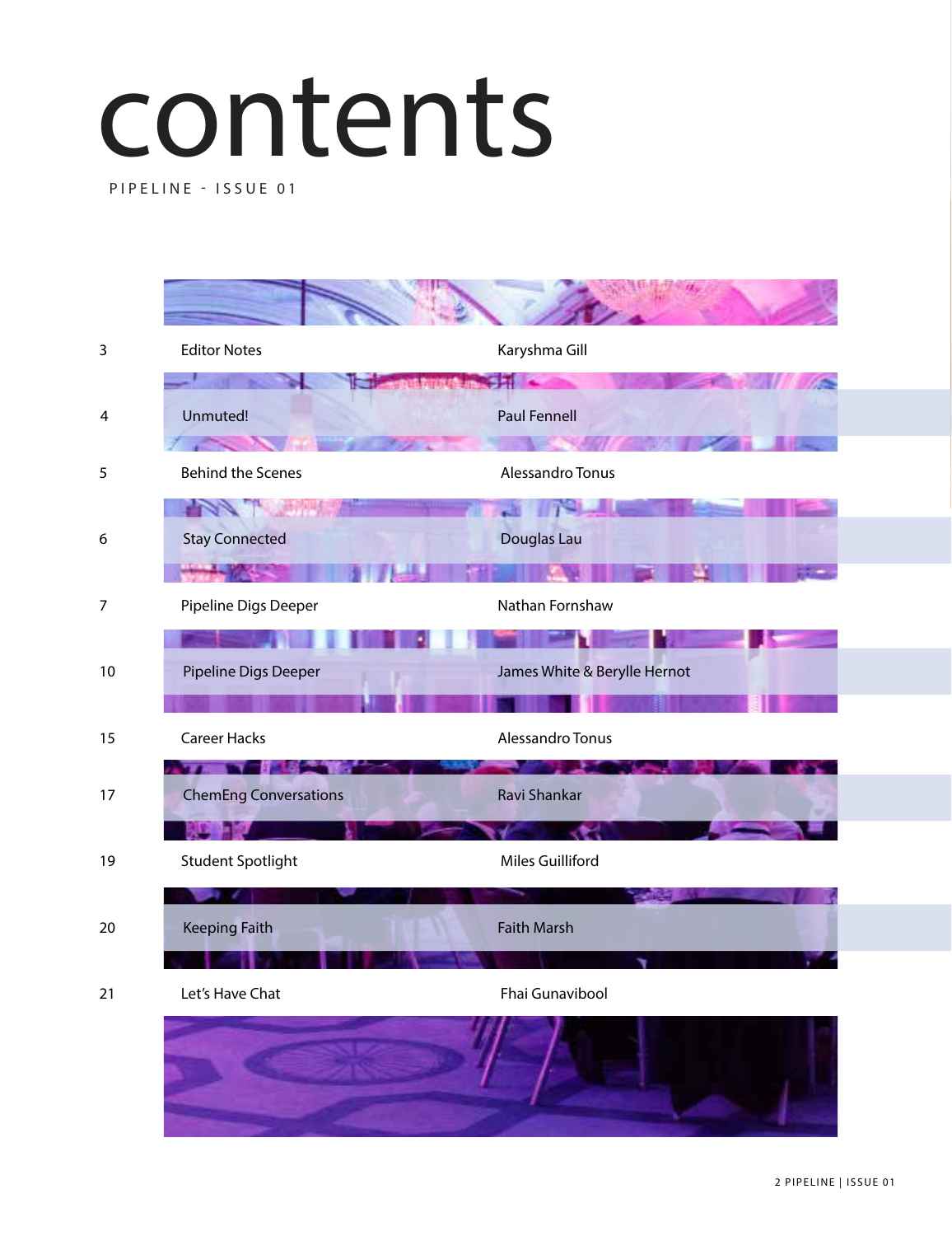# contents

PIPELINE - ISSUE 01

| | | |
|---|---|---|
| 3 | Editor Notes | Karyshma Gill |
| 4 | Unmuted! | Paul Fennell |
| 5 | Behind the Scenes | Alessandro Tonus |
| 6 | Stay Connected | Douglas Lau |
| 7 | Pipeline Digs Deeper | Nathan Fornshaw |
| 10 | Pipeline Digs Deeper | James White & Berylle Hernot |
| 15 | Career Hacks | Alessandro Tonus |
| 17 | ChemEng Conversations | Ravi Shankar |
| 19 | Student Spotlight | Miles Guilliford |
| 20 | Keeping Faith | Faith Marsh |
| 21 | Let's Have Chat | Fhai Gunavibool |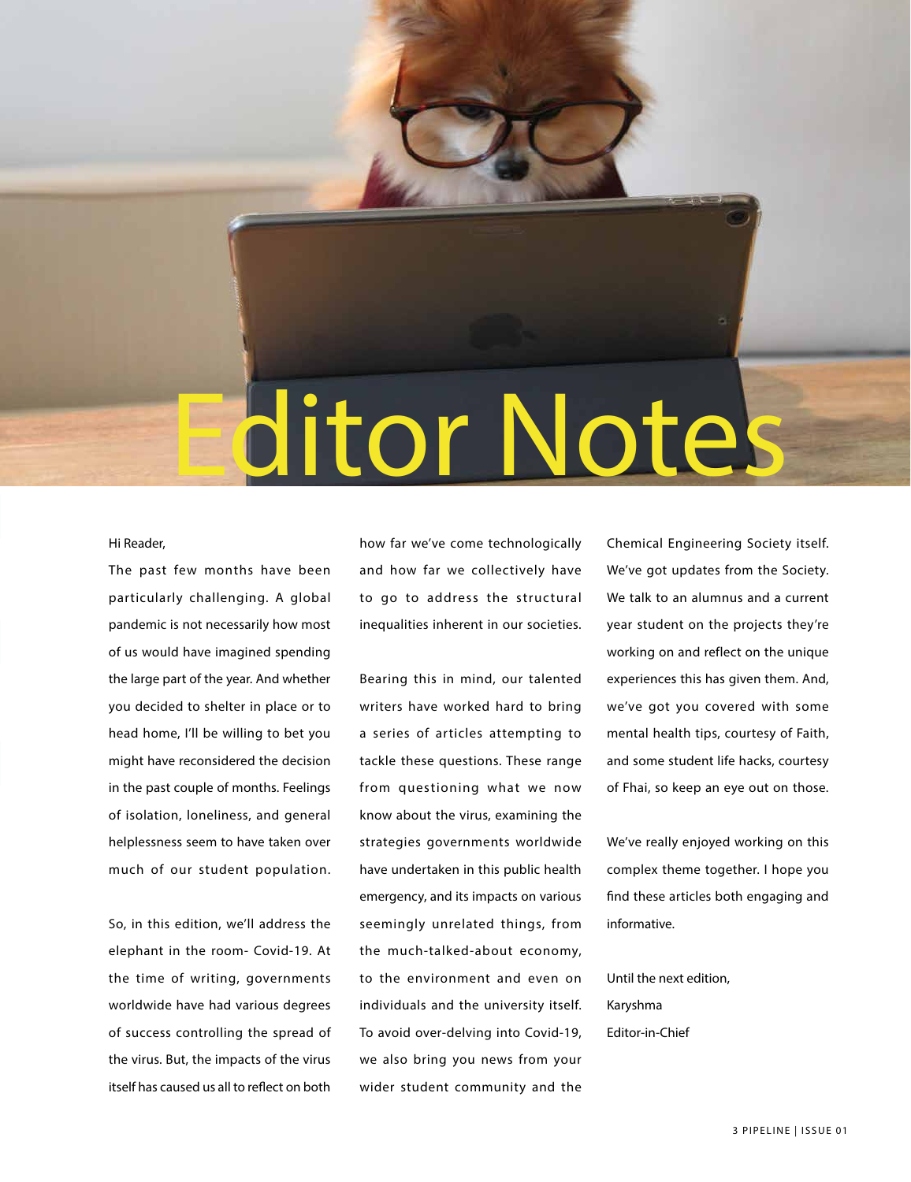# Editor Notes

Hi Reader,

The past few months have been particularly challenging. A global pandemic is not necessarily how most of us would have imagined spending the large part of the year. And whether you decided to shelter in place or to head home, I'll be willing to bet you might have reconsidered the decision in the past couple of months. Feelings of isolation, loneliness, and general helplessness seem to have taken over much of our student population.

So, in this edition, we'll address the elephant in the room- Covid-19. At the time of writing, governments worldwide have had various degrees of success controlling the spread of the virus. But, the impacts of the virus itself has caused us all to reflect on both how far we've come technologically and how far we collectively have to go to address the structural inequalities inherent in our societies.

Bearing this in mind, our talented writers have worked hard to bring a series of articles attempting to tackle these questions. These range from questioning what we now know about the virus, examining the strategies governments worldwide have undertaken in this public health emergency, and its impacts on various seemingly unrelated things, from the much-talked-about economy, to the environment and even on individuals and the university itself. To avoid over-delving into Covid-19, we also bring you news from your wider student community and the Chemical Engineering Society itself. We've got updates from the Society. We talk to an alumnus and a current year student on the projects they're working on and reflect on the unique experiences this has given them. And, we've got you covered with some mental health tips, courtesy of Faith, and some student life hacks, courtesy of Fhai, so keep an eye out on those.

We've really enjoyed working on this complex theme together. I hope you find these articles both engaging and informative.

Until the next edition,

Karyshma

Editor-in-Chief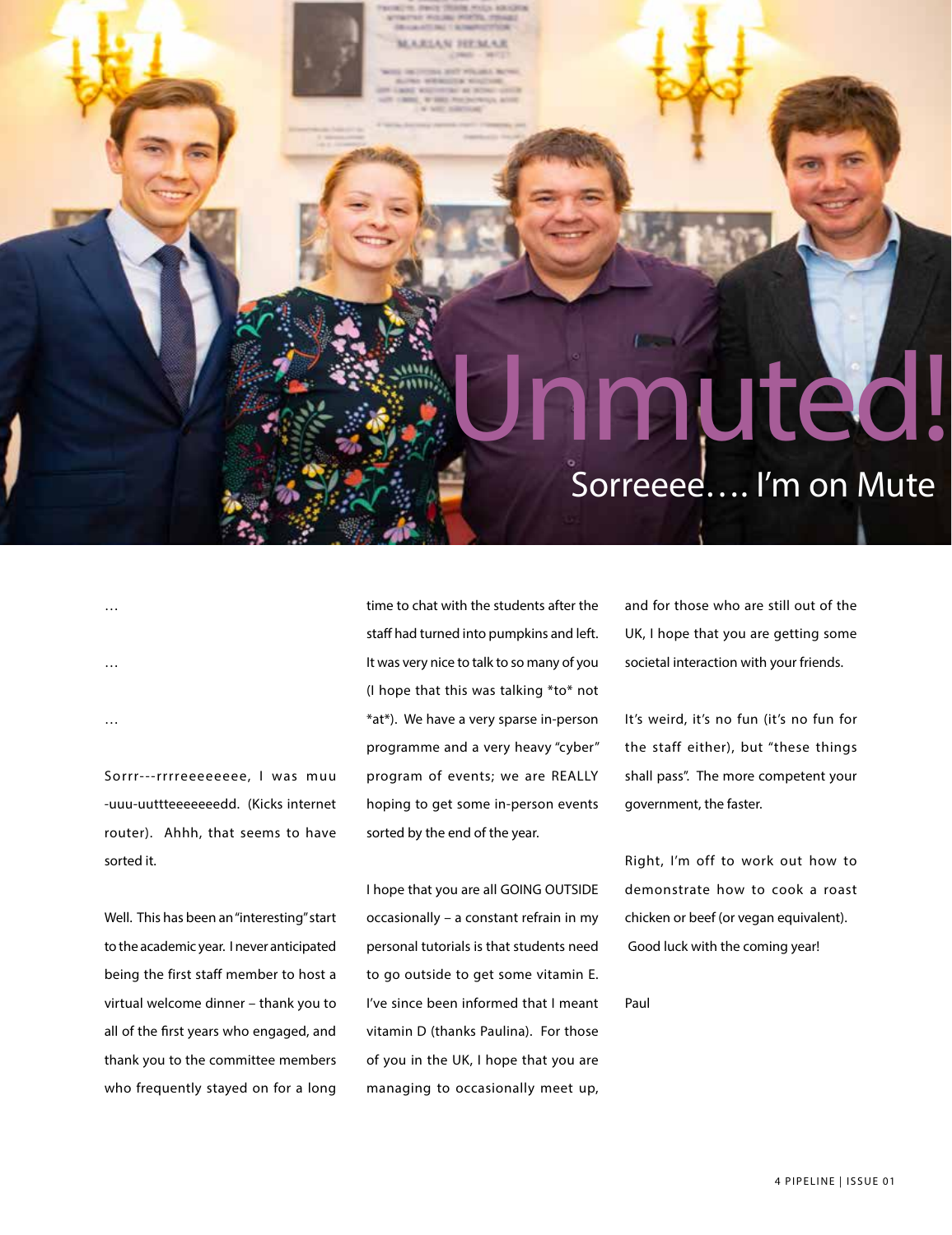# Unmuted!

## Sorreeee…. I'm on Mute

…

…

…

Sorrr---rrrreeeeeeee, I was muu -uuu-uuttteeeeeeedd. (Kicks internet router). Ahhh, that seems to have sorted it.

Well. This has been an "interesting" start to the academic year. I never anticipated being the first staff member to host a virtual welcome dinner – thank you to all of the first years who engaged, and thank you to the committee members who frequently stayed on for a long time to chat with the students after the staff had turned into pumpkins and left. It was very nice to talk to so many of you (I hope that this was talking *to* not *at*). We have a very sparse in-person programme and a very heavy "cyber" program of events; we are REALLY hoping to get some in-person events sorted by the end of the year.

I hope that you are all GOING OUTSIDE occasionally – a constant refrain in my personal tutorials is that students need to go outside to get some vitamin E. I've since been informed that I meant vitamin D (thanks Paulina). For those of you in the UK, I hope that you are managing to occasionally meet up, and for those who are still out of the UK, I hope that you are getting some societal interaction with your friends.

It's weird, it's no fun (it's no fun for the staff either), but "these things shall pass". The more competent your government, the faster.

Right, I'm off to work out how to demonstrate how to cook a roast chicken or beef (or vegan equivalent). Good luck with the coming year!

Paul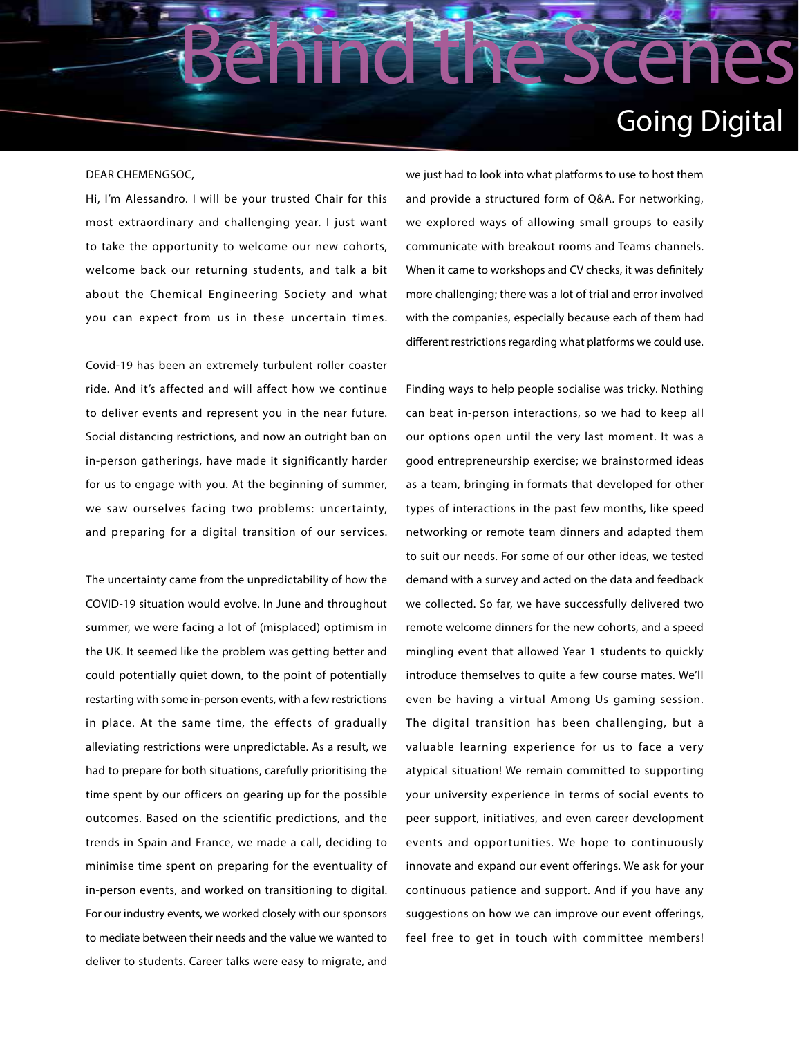# Behind the Scenes

## Going Digital

DEAR CHEMENGSOC,

Hi, I'm Alessandro. I will be your trusted Chair for this most extraordinary and challenging year. I just want to take the opportunity to welcome our new cohorts, welcome back our returning students, and talk a bit about the Chemical Engineering Society and what you can expect from us in these uncertain times.

Covid-19 has been an extremely turbulent roller coaster ride. And it's affected and will affect how we continue to deliver events and represent you in the near future. Social distancing restrictions, and now an outright ban on in-person gatherings, have made it significantly harder for us to engage with you. At the beginning of summer, we saw ourselves facing two problems: uncertainty, and preparing for a digital transition of our services.

The uncertainty came from the unpredictability of how the COVID-19 situation would evolve. In June and throughout summer, we were facing a lot of (misplaced) optimism in the UK. It seemed like the problem was getting better and could potentially quiet down, to the point of potentially restarting with some in-person events, with a few restrictions in place. At the same time, the effects of gradually alleviating restrictions were unpredictable. As a result, we had to prepare for both situations, carefully prioritising the time spent by our officers on gearing up for the possible outcomes. Based on the scientific predictions, and the trends in Spain and France, we made a call, deciding to minimise time spent on preparing for the eventuality of in-person events, and worked on transitioning to digital. For our industry events, we worked closely with our sponsors to mediate between their needs and the value we wanted to deliver to students. Career talks were easy to migrate, and we just had to look into what platforms to use to host them and provide a structured form of Q&A. For networking, we explored ways of allowing small groups to easily communicate with breakout rooms and Teams channels. When it came to workshops and CV checks, it was definitely more challenging; there was a lot of trial and error involved with the companies, especially because each of them had different restrictions regarding what platforms we could use.

Finding ways to help people socialise was tricky. Nothing can beat in-person interactions, so we had to keep all our options open until the very last moment. It was a good entrepreneurship exercise; we brainstormed ideas as a team, bringing in formats that developed for other types of interactions in the past few months, like speed networking or remote team dinners and adapted them to suit our needs. For some of our other ideas, we tested demand with a survey and acted on the data and feedback we collected. So far, we have successfully delivered two remote welcome dinners for the new cohorts, and a speed mingling event that allowed Year 1 students to quickly introduce themselves to quite a few course mates. We'll even be having a virtual Among Us gaming session. The digital transition has been challenging, but a valuable learning experience for us to face a very atypical situation! We remain committed to supporting your university experience in terms of social events to peer support, initiatives, and even career development events and opportunities. We hope to continuously innovate and expand our event offerings. We ask for your continuous patience and support. And if you have any suggestions on how we can improve our event offerings, feel free to get in touch with committee members!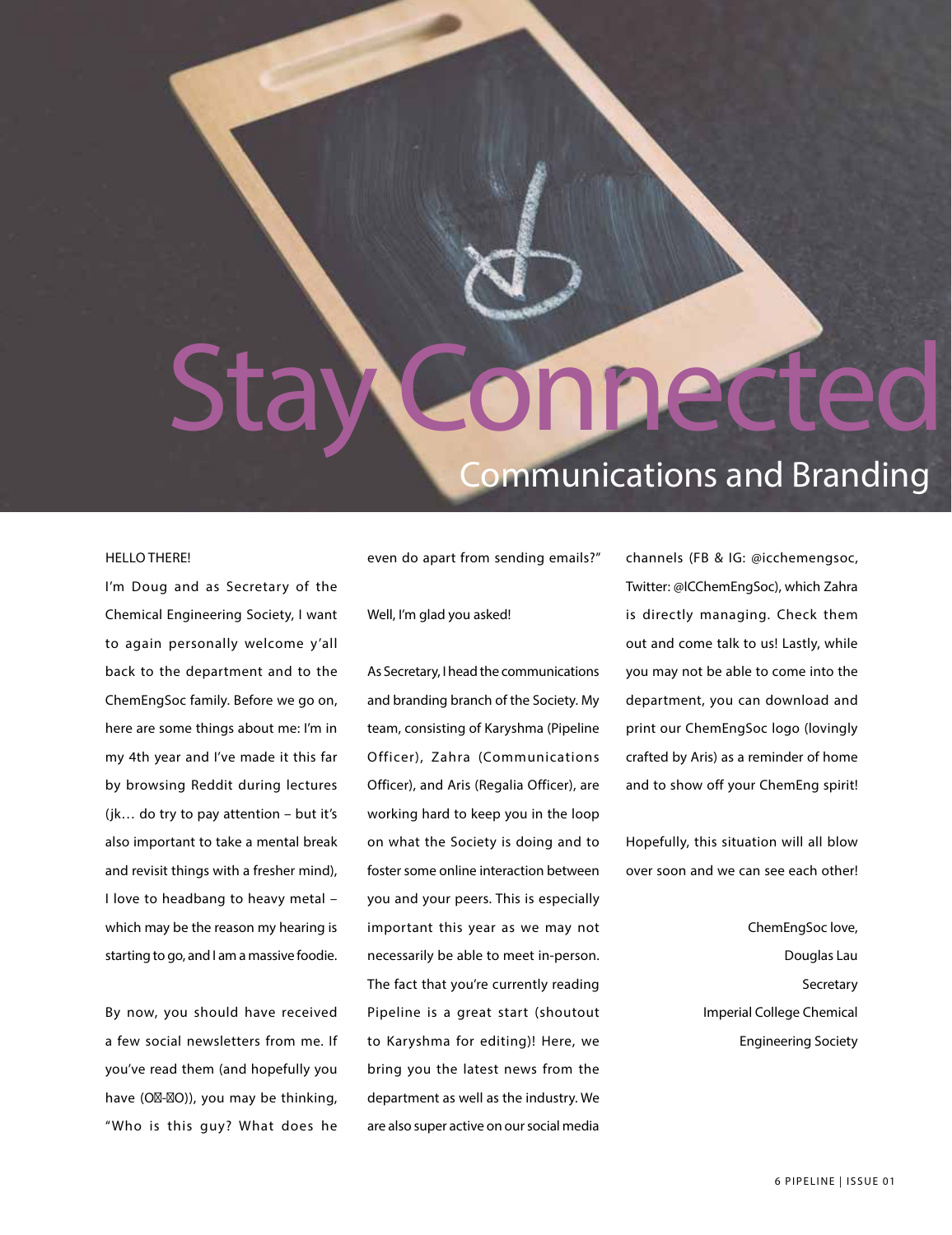# Stay Connected

## Communications and Branding

HELLO THERE!

I'm Doug and as Secretary of the Chemical Engineering Society, I want to again personally welcome y'all back to the department and to the ChemEngSoc family. Before we go on, here are some things about me: I'm in my 4th year and I've made it this far by browsing Reddit during lectures (jk… do try to pay attention – but it's also important to take a mental break and revisit things with a fresher mind), I love to headbang to heavy metal – which may be the reason my hearing is starting to go, and I am a massive foodie.

By now, you should have received a few social newsletters from me. If you've read them (and hopefully you have (O-O)), you may be thinking, "Who is this guy? What does he even do apart from sending emails?"

Well, I'm glad you asked!

As Secretary, I head the communications and branding branch of the Society. My team, consisting of Karyshma (Pipeline Officer), Zahra (Communications Officer), and Aris (Regalia Officer), are working hard to keep you in the loop on what the Society is doing and to foster some online interaction between you and your peers. This is especially important this year as we may not necessarily be able to meet in-person. The fact that you're currently reading Pipeline is a great start (shoutout to Karyshma for editing)! Here, we bring you the latest news from the department as well as the industry. We are also super active on our social media channels (FB & IG: @icchemengsoc, Twitter: @ICChemEngSoc), which Zahra is directly managing. Check them out and come talk to us! Lastly, while you may not be able to come into the department, you can download and print our ChemEngSoc logo (lovingly crafted by Aris) as a reminder of home and to show off your ChemEng spirit!

Hopefully, this situation will all blow over soon and we can see each other!

ChemEngSoc love,  
Douglas Lau  
Secretary  
Imperial College Chemical Engineering Society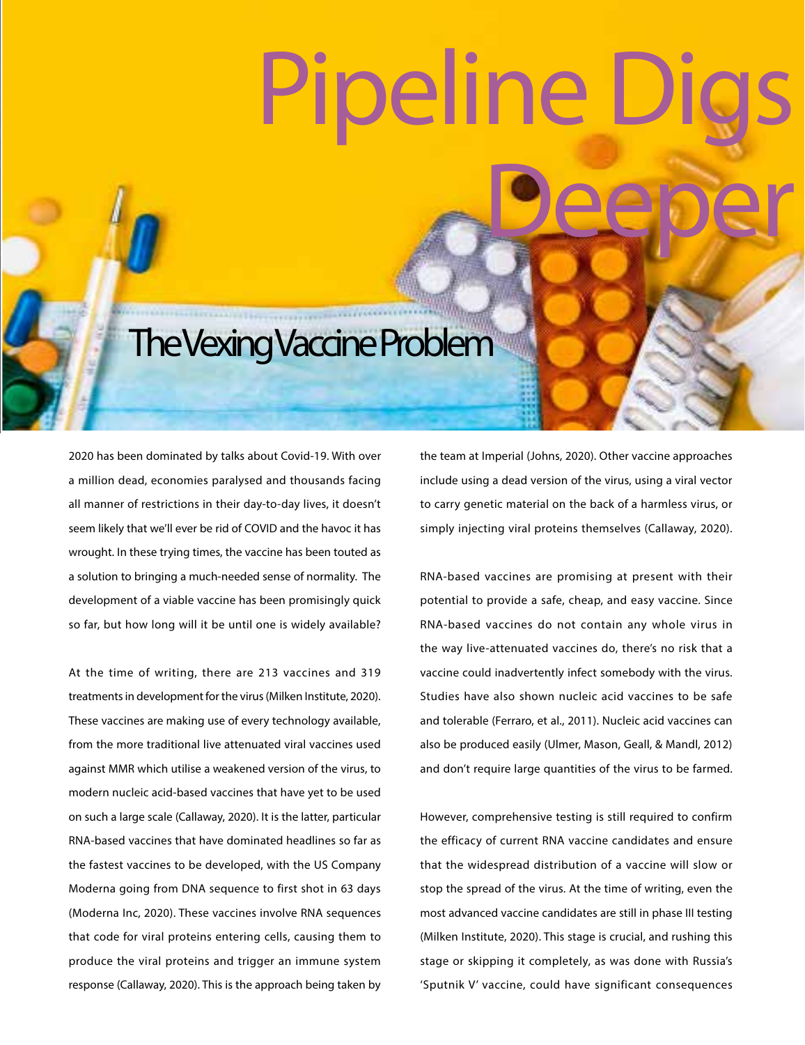# Pipeline Digs Deeper

## The Vexing Vaccine Problem

2020 has been dominated by talks about Covid-19. With over a million dead, economies paralysed and thousands facing all manner of restrictions in their day-to-day lives, it doesn't seem likely that we'll ever be rid of COVID and the havoc it has wrought. In these trying times, the vaccine has been touted as a solution to bringing a much-needed sense of normality. The development of a viable vaccine has been promisingly quick so far, but how long will it be until one is widely available?

At the time of writing, there are 213 vaccines and 319 treatments in development for the virus (Milken Institute, 2020). These vaccines are making use of every technology available, from the more traditional live attenuated viral vaccines used against MMR which utilise a weakened version of the virus, to modern nucleic acid-based vaccines that have yet to be used on such a large scale (Callaway, 2020). It is the latter, particular RNA-based vaccines that have dominated headlines so far as the fastest vaccines to be developed, with the US Company Moderna going from DNA sequence to first shot in 63 days (Moderna Inc, 2020). These vaccines involve RNA sequences that code for viral proteins entering cells, causing them to produce the viral proteins and trigger an immune system response (Callaway, 2020). This is the approach being taken by the team at Imperial (Johns, 2020). Other vaccine approaches include using a dead version of the virus, using a viral vector to carry genetic material on the back of a harmless virus, or simply injecting viral proteins themselves (Callaway, 2020).

RNA-based vaccines are promising at present with their potential to provide a safe, cheap, and easy vaccine. Since RNA-based vaccines do not contain any whole virus in the way live-attenuated vaccines do, there's no risk that a vaccine could inadvertently infect somebody with the virus. Studies have also shown nucleic acid vaccines to be safe and tolerable (Ferraro, et al., 2011). Nucleic acid vaccines can also be produced easily (Ulmer, Mason, Geall, & Mandl, 2012) and don't require large quantities of the virus to be farmed.

However, comprehensive testing is still required to confirm the efficacy of current RNA vaccine candidates and ensure that the widespread distribution of a vaccine will slow or stop the spread of the virus. At the time of writing, even the most advanced vaccine candidates are still in phase III testing (Milken Institute, 2020). This stage is crucial, and rushing this stage or skipping it completely, as was done with Russia's 'Sputnik V' vaccine, could have significant consequences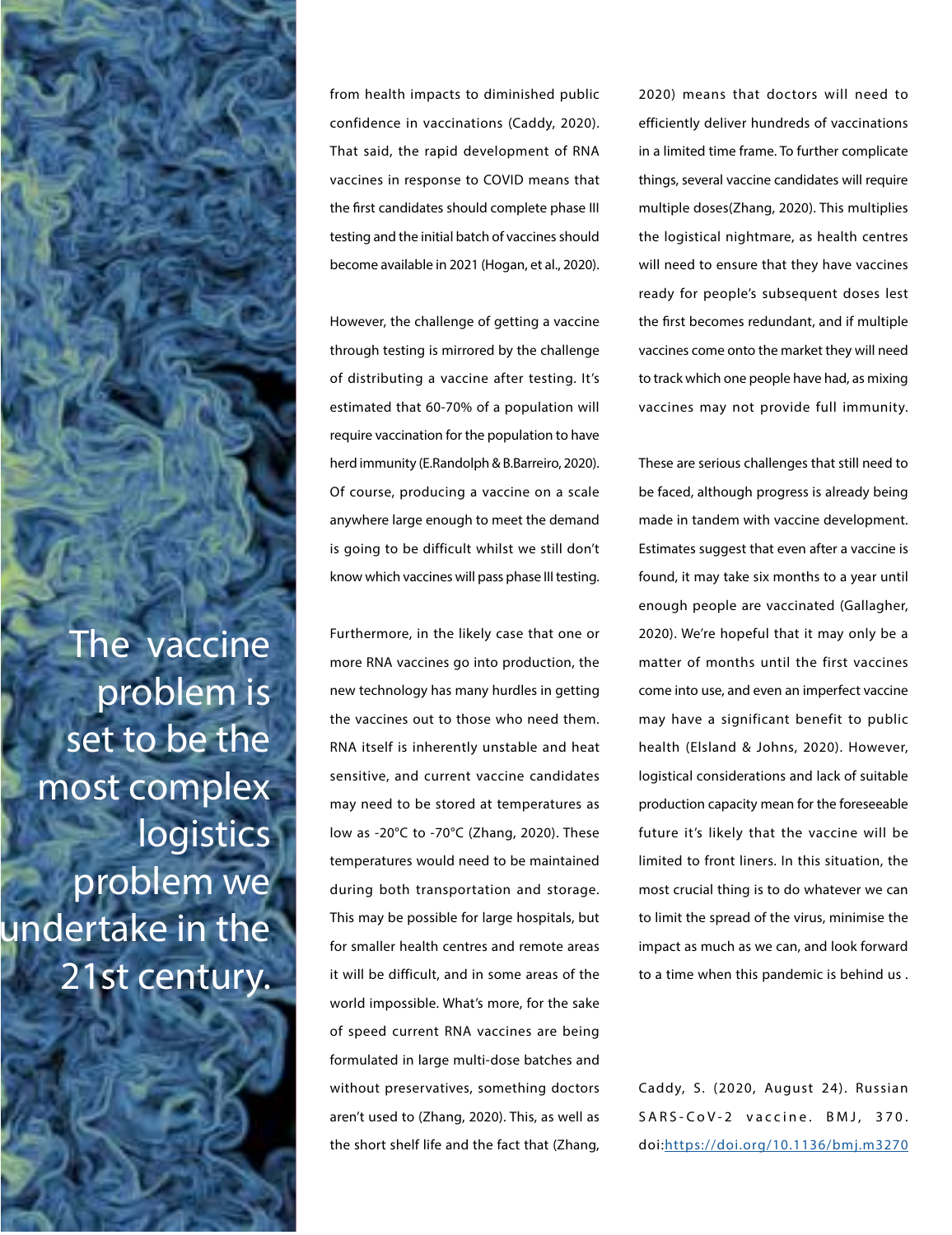> The vaccine problem is set to be the most complex logistics problem we undertake in the 21st century.

from health impacts to diminished public confidence in vaccinations (Caddy, 2020). That said, the rapid development of RNA vaccines in response to COVID means that the first candidates should complete phase III testing and the initial batch of vaccines should become available in 2021 (Hogan, et al., 2020).

However, the challenge of getting a vaccine through testing is mirrored by the challenge of distributing a vaccine after testing. It's estimated that 60-70% of a population will require vaccination for the population to have herd immunity (E.Randolph & B.Barreiro, 2020). Of course, producing a vaccine on a scale anywhere large enough to meet the demand is going to be difficult whilst we still don't know which vaccines will pass phase III testing.

Furthermore, in the likely case that one or more RNA vaccines go into production, the new technology has many hurdles in getting the vaccines out to those who need them. RNA itself is inherently unstable and heat sensitive, and current vaccine candidates may need to be stored at temperatures as low as -20°C to -70°C (Zhang, 2020). These temperatures would need to be maintained during both transportation and storage. This may be possible for large hospitals, but for smaller health centres and remote areas it will be difficult, and in some areas of the world impossible. What's more, for the sake of speed current RNA vaccines are being formulated in large multi-dose batches and without preservatives, something doctors aren't used to (Zhang, 2020). This, as well as the short shelf life and the fact that (Zhang, 2020) means that doctors will need to efficiently deliver hundreds of vaccinations in a limited time frame. To further complicate things, several vaccine candidates will require multiple doses(Zhang, 2020). This multiplies the logistical nightmare, as health centres will need to ensure that they have vaccines ready for people's subsequent doses lest the first becomes redundant, and if multiple vaccines come onto the market they will need to track which one people have had, as mixing vaccines may not provide full immunity.

These are serious challenges that still need to be faced, although progress is already being made in tandem with vaccine development. Estimates suggest that even after a vaccine is found, it may take six months to a year until enough people are vaccinated (Gallagher, 2020). We're hopeful that it may only be a matter of months until the first vaccines come into use, and even an imperfect vaccine may have a significant benefit to public health (Elsland & Johns, 2020). However, logistical considerations and lack of suitable production capacity mean for the foreseeable future it's likely that the vaccine will be limited to front liners. In this situation, the most crucial thing is to do whatever we can to limit the spread of the virus, minimise the impact as much as we can, and look forward to a time when this pandemic is behind us .

Caddy, S. (2020, August 24). Russian SARS-CoV-2 vaccine. BMJ, 370. doi:https://doi.org/10.1136/bmj.m3270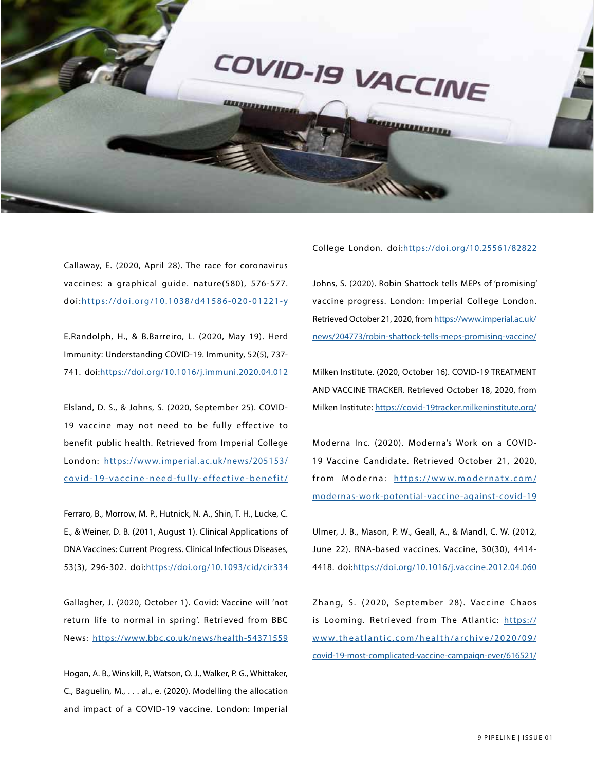Callaway, E. (2020, April 28). The race for coronavirus vaccines: a graphical guide. nature(580), 576-577. doi:https://doi.org/10.1038/d41586-020-01221-y

E.Randolph, H., & B.Barreiro, L. (2020, May 19). Herd Immunity: Understanding COVID-19. Immunity, 52(5), 737-741. doi:https://doi.org/10.1016/j.immuni.2020.04.012

Elsland, D. S., & Johns, S. (2020, September 25). COVID-19 vaccine may not need to be fully effective to benefit public health. Retrieved from Imperial College London: https://www.imperial.ac.uk/news/205153/covid-19-vaccine-need-fully-effective-benefit/

Ferraro, B., Morrow, M. P., Hutnick, N. A., Shin, T. H., Lucke, C. E., & Weiner, D. B. (2011, August 1). Clinical Applications of DNA Vaccines: Current Progress. Clinical Infectious Diseases, 53(3), 296-302. doi:https://doi.org/10.1093/cid/cir334

Gallagher, J. (2020, October 1). Covid: Vaccine will 'not return life to normal in spring'. Retrieved from BBC News: https://www.bbc.co.uk/news/health-54371559

Hogan, A. B., Winskill, P., Watson, O. J., Walker, P. G., Whittaker, C., Baguelin, M., . . . al., e. (2020). Modelling the allocation and impact of a COVID-19 vaccine. London: Imperial College London. doi:https://doi.org/10.25561/82822

Johns, S. (2020). Robin Shattock tells MEPs of 'promising' vaccine progress. London: Imperial College London. Retrieved October 21, 2020, from https://www.imperial.ac.uk/news/204773/robin-shattock-tells-meps-promising-vaccine/

Milken Institute. (2020, October 16). COVID-19 TREATMENT AND VACCINE TRACKER. Retrieved October 18, 2020, from Milken Institute: https://covid-19tracker.milkeninstitute.org/

Moderna Inc. (2020). Moderna's Work on a COVID-19 Vaccine Candidate. Retrieved October 21, 2020, from Moderna: https://www.modernatx.com/modernas-work-potential-vaccine-against-covid-19

Ulmer, J. B., Mason, P. W., Geall, A., & Mandl, C. W. (2012, June 22). RNA-based vaccines. Vaccine, 30(30), 4414-4418. doi:https://doi.org/10.1016/j.vaccine.2012.04.060

Zhang, S. (2020, September 28). Vaccine Chaos is Looming. Retrieved from The Atlantic: https://www.theatlantic.com/health/archive/2020/09/covid-19-most-complicated-vaccine-campaign-ever/616521/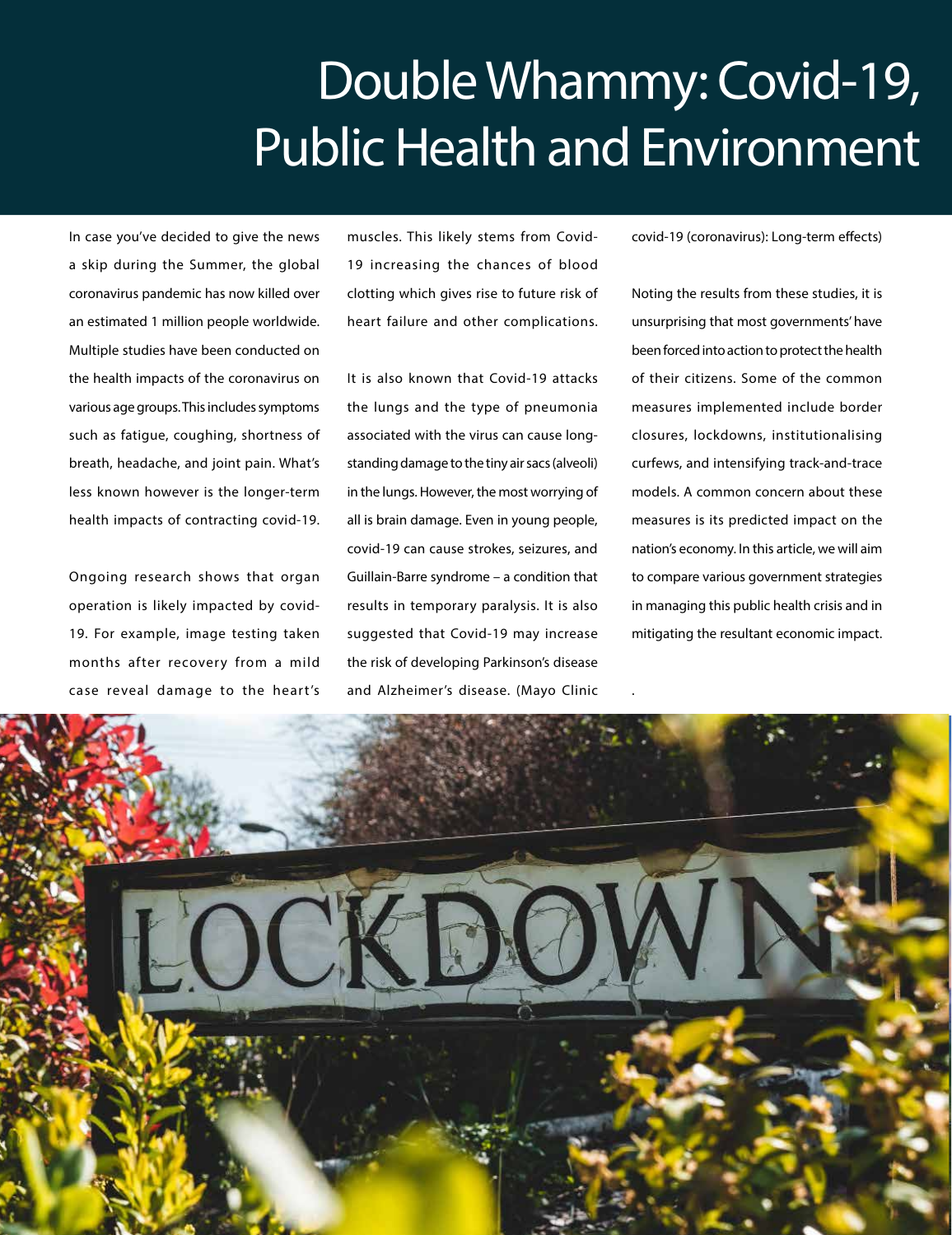# Double Whammy: Covid-19, Public Health and Environment

In case you've decided to give the news a skip during the Summer, the global coronavirus pandemic has now killed over an estimated 1 million people worldwide. Multiple studies have been conducted on the health impacts of the coronavirus on various age groups. This includes symptoms such as fatigue, coughing, shortness of breath, headache, and joint pain. What's less known however is the longer-term health impacts of contracting covid-19.

Ongoing research shows that organ operation is likely impacted by covid-19. For example, image testing taken months after recovery from a mild case reveal damage to the heart's muscles. This likely stems from Covid-19 increasing the chances of blood clotting which gives rise to future risk of heart failure and other complications.

It is also known that Covid-19 attacks the lungs and the type of pneumonia associated with the virus can cause long-standing damage to the tiny air sacs (alveoli) in the lungs. However, the most worrying of all is brain damage. Even in young people, covid-19 can cause strokes, seizures, and Guillain-Barre syndrome – a condition that results in temporary paralysis. It is also suggested that Covid-19 may increase the risk of developing Parkinson's disease and Alzheimer's disease. (Mayo Clinic covid-19 (coronavirus): Long-term effects)

Noting the results from these studies, it is unsurprising that most governments' have been forced into action to protect the health of their citizens. Some of the common measures implemented include border closures, lockdowns, institutionalising curfews, and intensifying track-and-trace models. A common concern about these measures is its predicted impact on the nation's economy. In this article, we will aim to compare various government strategies in managing this public health crisis and in mitigating the resultant economic impact.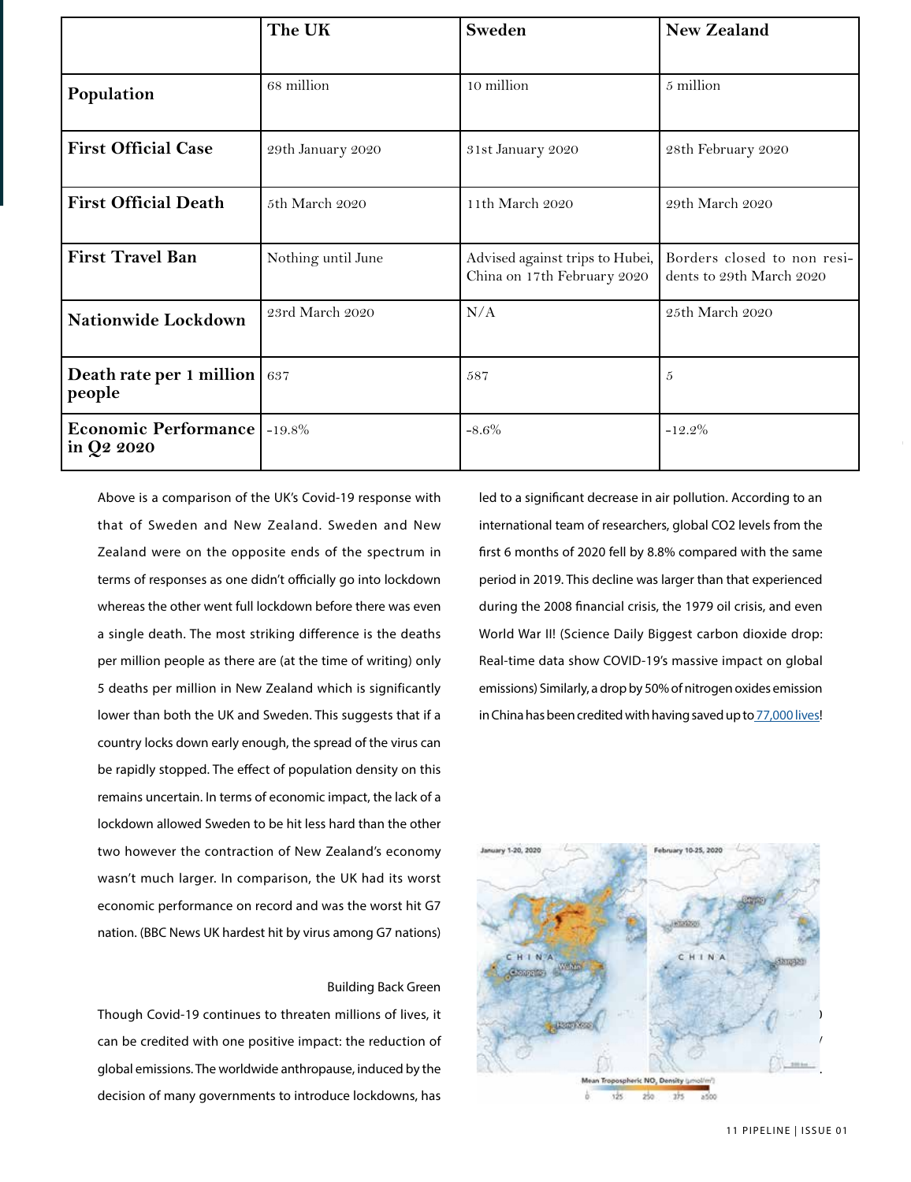| | The UK | Sweden | New Zealand |
|---|---|---|---|
| **Population** | 68 million | 10 million | 5 million |
| **First Official Case** | 29th January 2020 | 31st January 2020 | 28th February 2020 |
| **First Official Death** | 5th March 2020 | 11th March 2020 | 29th March 2020 |
| **First Travel Ban** | Nothing until June | Advised against trips to Hubei, China on 17th February 2020 | Borders closed to non residents to 29th March 2020 |
| **Nationwide Lockdown** | 23rd March 2020 | N/A | 25th March 2020 |
| **Death rate per 1 million people** | 637 | 587 | 5 |
| **Economic Performance in Q2 2020** | -19.8% | -8.6% | -12.2% |

Above is a comparison of the UK's Covid-19 response with that of Sweden and New Zealand. Sweden and New Zealand were on the opposite ends of the spectrum in terms of responses as one didn't officially go into lockdown whereas the other went full lockdown before there was even a single death. The most striking difference is the deaths per million people as there are (at the time of writing) only 5 deaths per million in New Zealand which is significantly lower than both the UK and Sweden. This suggests that if a country locks down early enough, the spread of the virus can be rapidly stopped. The effect of population density on this remains uncertain. In terms of economic impact, the lack of a lockdown allowed Sweden to be hit less hard than the other two however the contraction of New Zealand's economy wasn't much larger. In comparison, the UK had its worst economic performance on record and was the worst hit G7 nation. (BBC News UK hardest hit by virus among G7 nations)

## Building Back Green

Though Covid-19 continues to threaten millions of lives, it can be credited with one positive impact: the reduction of global emissions. The worldwide anthropause, induced by the decision of many governments to introduce lockdowns, has led to a significant decrease in air pollution. According to an international team of researchers, global $CO_2$ levels from the first 6 months of 2020 fell by 8.8% compared with the same period in 2019. This decline was larger than that experienced during the 2008 financial crisis, the 1979 oil crisis, and even World War II! (Science Daily Biggest carbon dioxide drop: Real-time data show COVID-19's massive impact on global emissions) Similarly, a drop by 50% of nitrogen oxides emission in China has been credited with having saved up to [77,000 lives](77,000 lives)!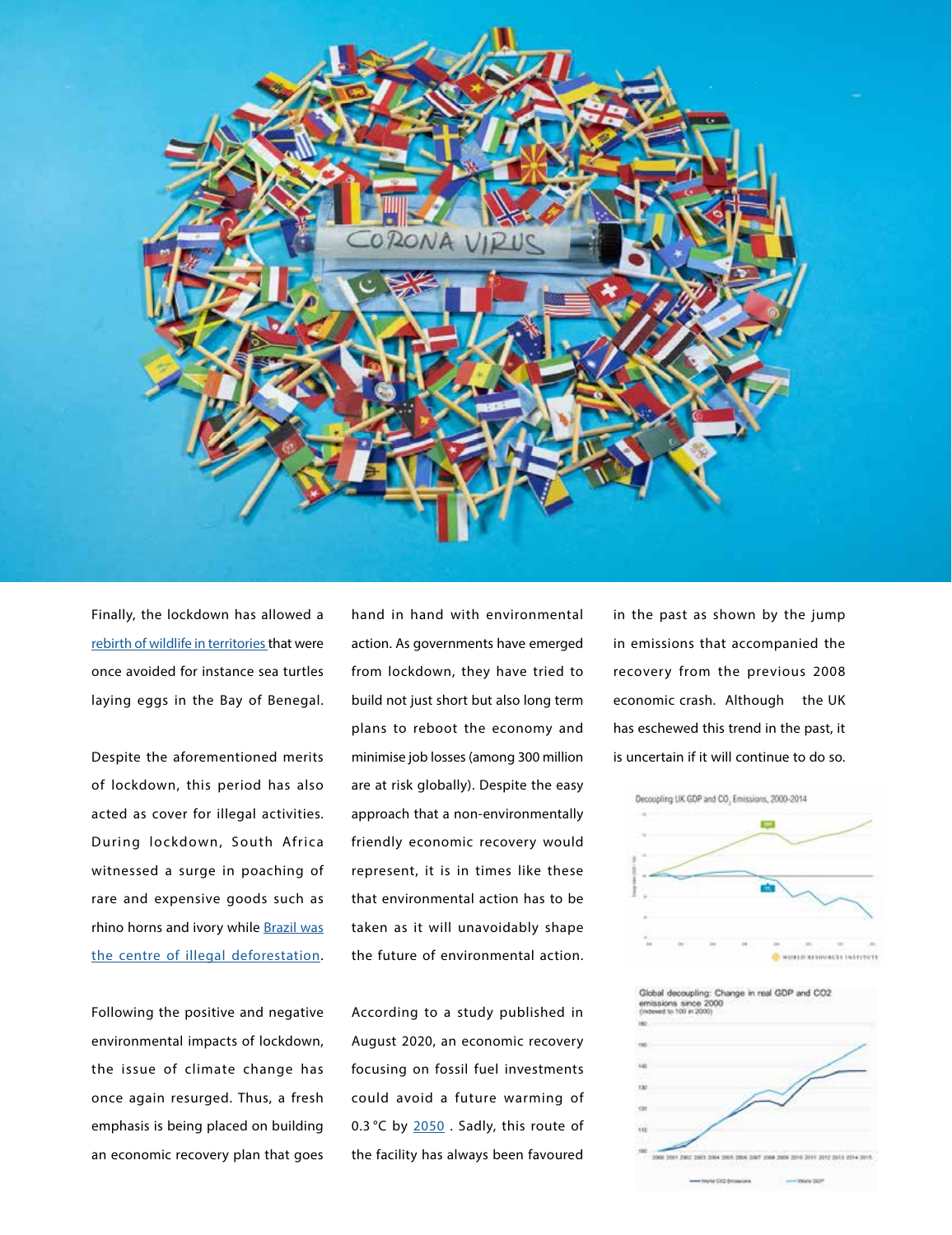Finally, the lockdown has allowed a rebirth of wildlife in territories that were once avoided for instance sea turtles laying eggs in the Bay of Benegal.

Despite the aforementioned merits of lockdown, this period has also acted as cover for illegal activities. During lockdown, South Africa witnessed a surge in poaching of rare and expensive goods such as rhino horns and ivory while Brazil was the centre of illegal deforestation.

Following the positive and negative environmental impacts of lockdown, the issue of climate change has once again resurged. Thus, a fresh emphasis is being placed on building an economic recovery plan that goes hand in hand with environmental action. As governments have emerged from lockdown, they have tried to build not just short but also long term plans to reboot the economy and minimise job losses (among 300 million are at risk globally). Despite the easy approach that a non-environmentally friendly economic recovery would represent, it is in times like these that environmental action has to be taken as it will unavoidably shape the future of environmental action.

According to a study published in August 2020, an economic recovery focusing on fossil fuel investments could avoid a future warming of 0.3 °C by 2050 . Sadly, this route of the facility has always been favoured in the past as shown by the jump in emissions that accompanied the recovery from the previous 2008 economic crash. Although the UK has eschewed this trend in the past, it is uncertain if it will continue to do so.

Decoupling UK GDP and $CO_2$ Emissions, 2000-2014

Global decoupling: Change in real GDP and CO2 emissions since 2000 (Indexed to 100 in 2000)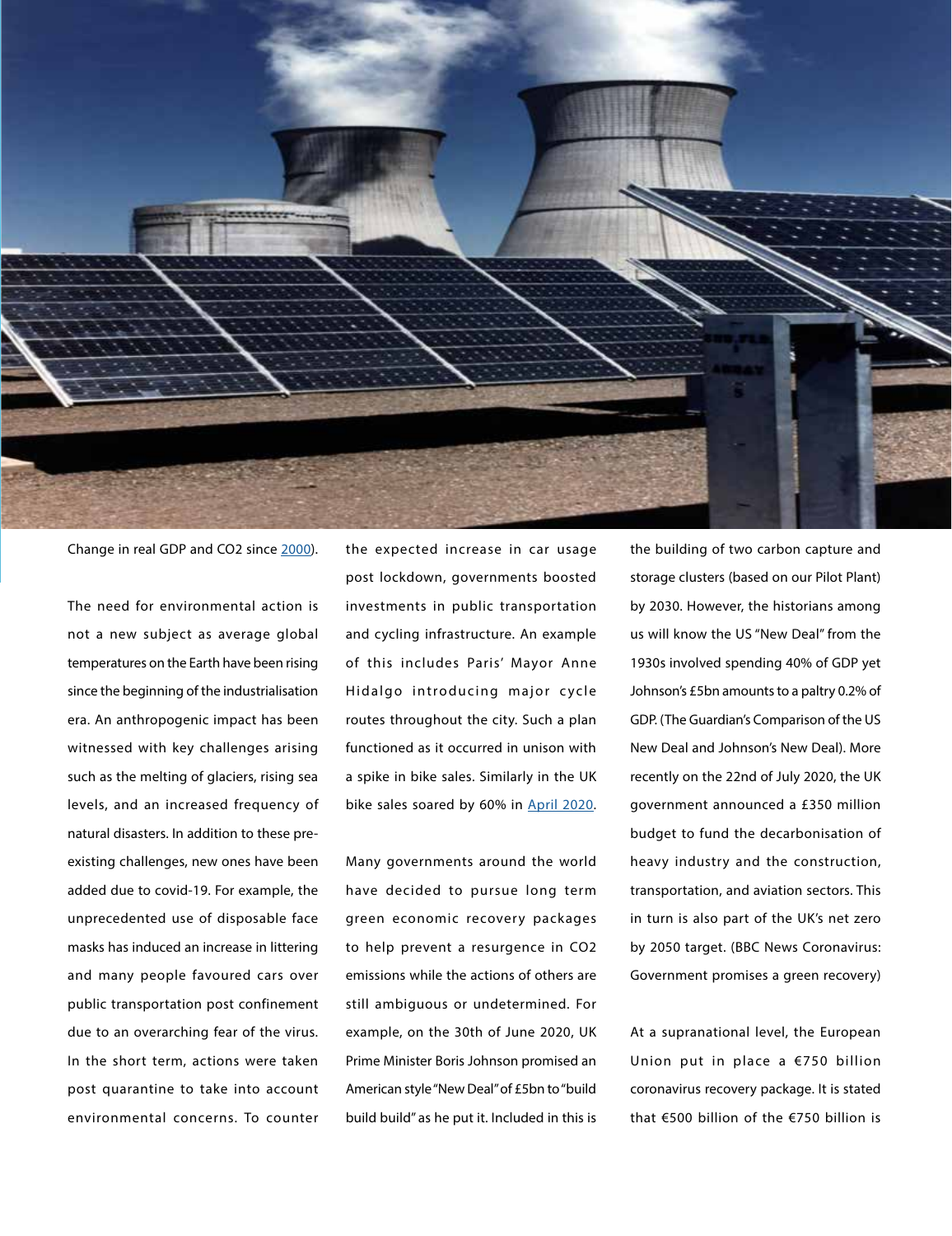Change in real GDP and CO2 since 2000).

The need for environmental action is not a new subject as average global temperatures on the Earth have been rising since the beginning of the industrialisation era. An anthropogenic impact has been witnessed with key challenges arising such as the melting of glaciers, rising sea levels, and an increased frequency of natural disasters. In addition to these pre-existing challenges, new ones have been added due to covid-19. For example, the unprecedented use of disposable face masks has induced an increase in littering and many people favoured cars over public transportation post confinement due to an overarching fear of the virus. In the short term, actions were taken post quarantine to take into account environmental concerns. To counter the expected increase in car usage post lockdown, governments boosted investments in public transportation and cycling infrastructure. An example of this includes Paris' Mayor Anne Hidalgo introducing major cycle routes throughout the city. Such a plan functioned as it occurred in unison with a spike in bike sales. Similarly in the UK bike sales soared by 60% in April 2020.

Many governments around the world have decided to pursue long term green economic recovery packages to help prevent a resurgence in CO2 emissions while the actions of others are still ambiguous or undetermined. For example, on the 30th of June 2020, UK Prime Minister Boris Johnson promised an American style "New Deal" of £5bn to "build build build" as he put it. Included in this is the building of two carbon capture and storage clusters (based on our Pilot Plant) by 2030. However, the historians among us will know the US "New Deal" from the 1930s involved spending 40% of GDP yet Johnson's £5bn amounts to a paltry 0.2% of GDP. (The Guardian's Comparison of the US New Deal and Johnson's New Deal). More recently on the 22nd of July 2020, the UK government announced a £350 million budget to fund the decarbonisation of heavy industry and the construction, transportation, and aviation sectors. This in turn is also part of the UK's net zero by 2050 target. (BBC News Coronavirus: Government promises a green recovery)

At a supranational level, the European Union put in place a €750 billion coronavirus recovery package. It is stated that €500 billion of the €750 billion is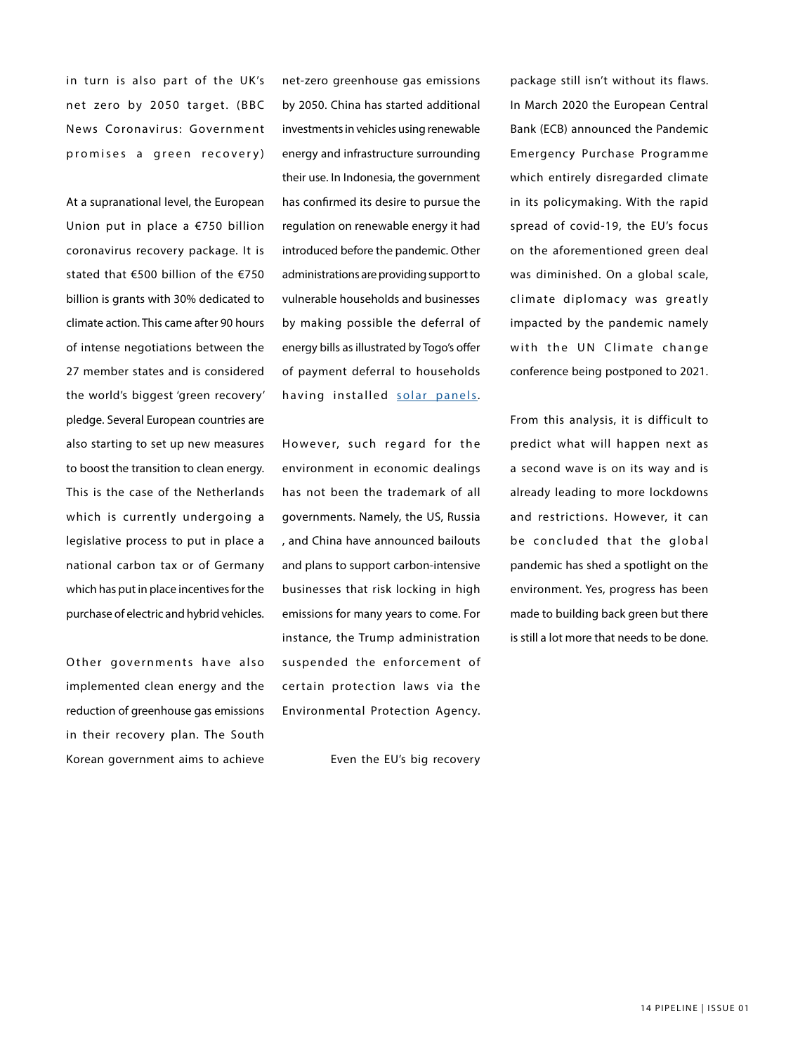in turn is also part of the UK's net zero by 2050 target. (BBC News Coronavirus: Government promises a green recovery)

At a supranational level, the European Union put in place a €750 billion coronavirus recovery package. It is stated that €500 billion of the €750 billion is grants with 30% dedicated to climate action. This came after 90 hours of intense negotiations between the 27 member states and is considered the world's biggest 'green recovery' pledge. Several European countries are also starting to set up new measures to boost the transition to clean energy. This is the case of the Netherlands which is currently undergoing a legislative process to put in place a national carbon tax or of Germany which has put in place incentives for the purchase of electric and hybrid vehicles.

Other governments have also implemented clean energy and the reduction of greenhouse gas emissions in their recovery plan. The South Korean government aims to achieve net-zero greenhouse gas emissions by 2050. China has started additional investments in vehicles using renewable energy and infrastructure surrounding their use. In Indonesia, the government has confirmed its desire to pursue the regulation on renewable energy it had introduced before the pandemic. Other administrations are providing support to vulnerable households and businesses by making possible the deferral of energy bills as illustrated by Togo's offer of payment deferral to households having installed solar panels.

However, such regard for the environment in economic dealings has not been the trademark of all governments. Namely, the US, Russia , and China have announced bailouts and plans to support carbon-intensive businesses that risk locking in high emissions for many years to come. For instance, the Trump administration suspended the enforcement of certain protection laws via the Environmental Protection Agency.

Even the EU's big recovery package still isn't without its flaws. In March 2020 the European Central Bank (ECB) announced the Pandemic Emergency Purchase Programme which entirely disregarded climate in its policymaking. With the rapid spread of covid-19, the EU's focus on the aforementioned green deal was diminished. On a global scale, climate diplomacy was greatly impacted by the pandemic namely with the UN Climate change conference being postponed to 2021.

From this analysis, it is difficult to predict what will happen next as a second wave is on its way and is already leading to more lockdowns and restrictions. However, it can be concluded that the global pandemic has shed a spotlight on the environment. Yes, progress has been made to building back green but there is still a lot more that needs to be done.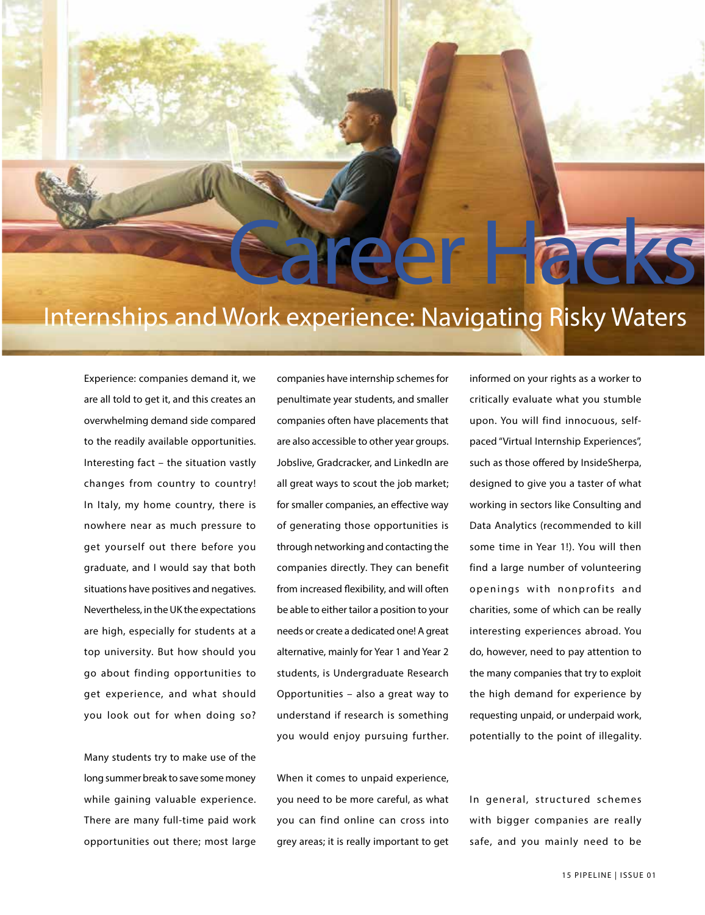# Career Hacks

## Internships and Work experience: Navigating Risky Waters

Experience: companies demand it, we are all told to get it, and this creates an overwhelming demand side compared to the readily available opportunities. Interesting fact – the situation vastly changes from country to country! In Italy, my home country, there is nowhere near as much pressure to get yourself out there before you graduate, and I would say that both situations have positives and negatives. Nevertheless, in the UK the expectations are high, especially for students at a top university. But how should you go about finding opportunities to get experience, and what should you look out for when doing so?

Many students try to make use of the long summer break to save some money while gaining valuable experience. There are many full-time paid work opportunities out there; most large companies have internship schemes for penultimate year students, and smaller companies often have placements that are also accessible to other year groups. Jobslive, Gradcracker, and LinkedIn are all great ways to scout the job market; for smaller companies, an effective way of generating those opportunities is through networking and contacting the companies directly. They can benefit from increased flexibility, and will often be able to either tailor a position to your needs or create a dedicated one! A great alternative, mainly for Year 1 and Year 2 students, is Undergraduate Research Opportunities – also a great way to understand if research is something you would enjoy pursuing further.

When it comes to unpaid experience, you need to be more careful, as what you can find online can cross into grey areas; it is really important to get informed on your rights as a worker to critically evaluate what you stumble upon. You will find innocuous, self-paced "Virtual Internship Experiences", such as those offered by InsideSherpa, designed to give you a taster of what working in sectors like Consulting and Data Analytics (recommended to kill some time in Year 1!). You will then find a large number of volunteering openings with nonprofits and charities, some of which can be really interesting experiences abroad. You do, however, need to pay attention to the many companies that try to exploit the high demand for experience by requesting unpaid, or underpaid work, potentially to the point of illegality.

In general, structured schemes with bigger companies are really safe, and you mainly need to be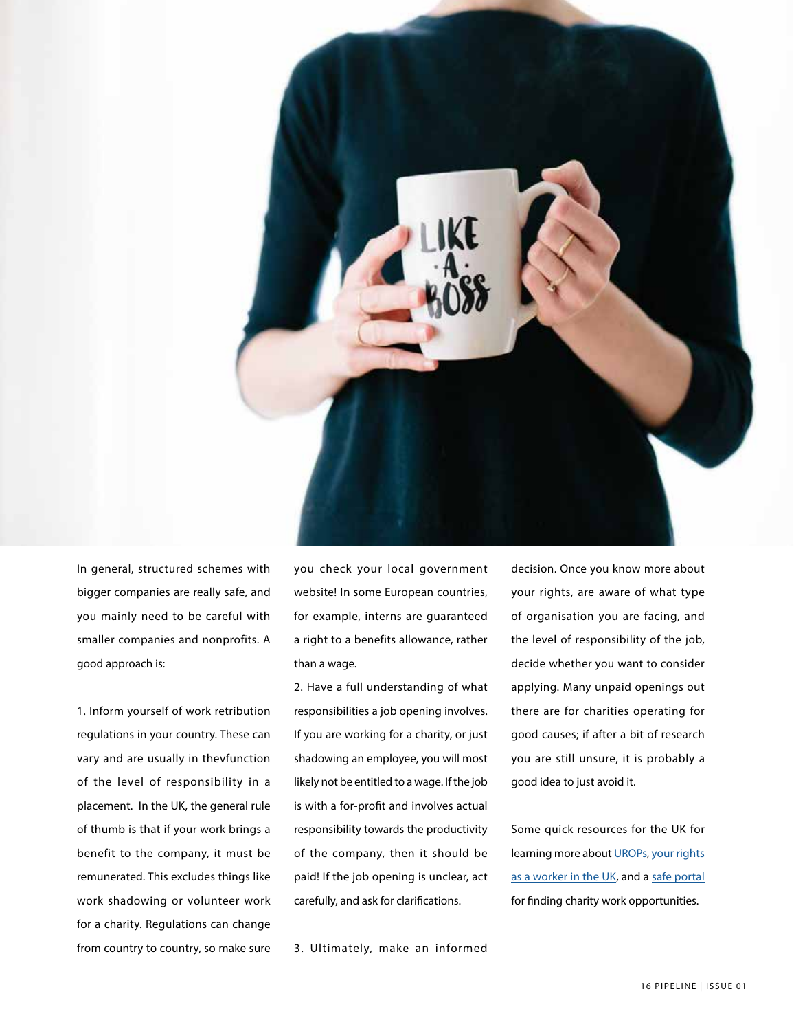In general, structured schemes with bigger companies are really safe, and you mainly need to be careful with smaller companies and nonprofits. A good approach is:

1. Inform yourself of work retribution regulations in your country. These can vary and are usually in thevfunction of the level of responsibility in a placement. In the UK, the general rule of thumb is that if your work brings a benefit to the company, it must be remunerated. This excludes things like work shadowing or volunteer work for a charity. Regulations can change from country to country, so make sure you check your local government website! In some European countries, for example, interns are guaranteed a right to a benefits allowance, rather than a wage.

2. Have a full understanding of what responsibilities a job opening involves. If you are working for a charity, or just shadowing an employee, you will most likely not be entitled to a wage. If the job is with a for-profit and involves actual responsibility towards the productivity of the company, then it should be paid! If the job opening is unclear, act carefully, and ask for clarifications.

3. Ultimately, make an informed decision. Once you know more about your rights, are aware of what type of organisation you are facing, and the level of responsibility of the job, decide whether you want to consider applying. Many unpaid openings out there are for charities operating for good causes; if after a bit of research you are still unsure, it is probably a good idea to just avoid it.

Some quick resources for the UK for learning more about UROPs, your rights as a worker in the UK, and a safe portal for finding charity work opportunities.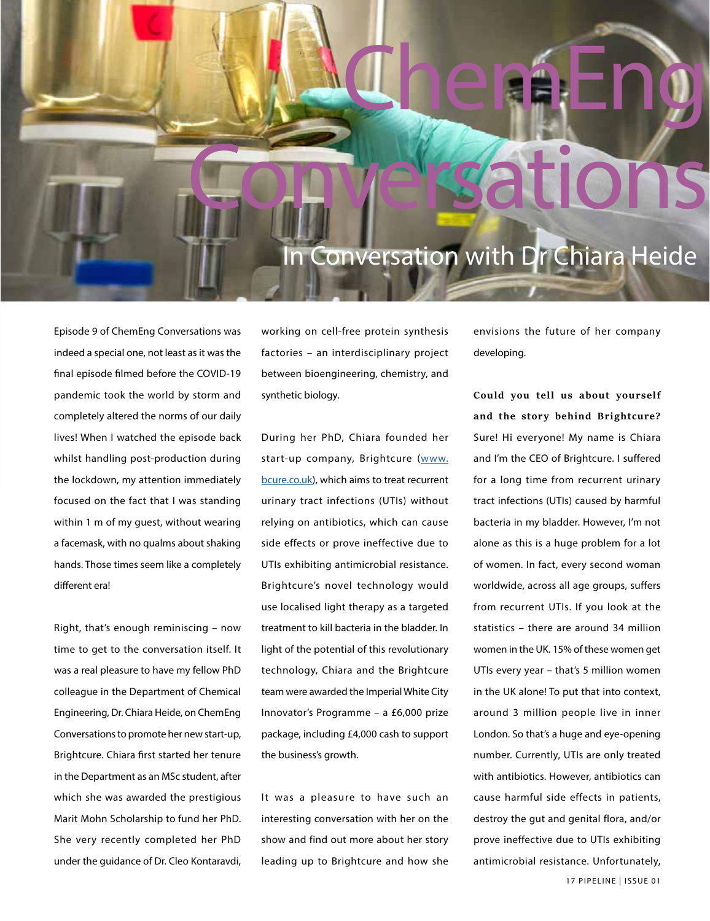# ChemEng Conversations

## In Conversation with Dr Chiara Heide

Episode 9 of ChemEng Conversations was indeed a special one, not least as it was the final episode filmed before the COVID-19 pandemic took the world by storm and completely altered the norms of our daily lives! When I watched the episode back whilst handling post-production during the lockdown, my attention immediately focused on the fact that I was standing within 1 m of my guest, without wearing a facemask, with no qualms about shaking hands. Those times seem like a completely different era!

Right, that's enough reminiscing – now time to get to the conversation itself. It was a real pleasure to have my fellow PhD colleague in the Department of Chemical Engineering, Dr. Chiara Heide, on ChemEng Conversations to promote her new start-up, Brightcure. Chiara first started her tenure in the Department as an MSc student, after which she was awarded the prestigious Marit Mohn Scholarship to fund her PhD. She very recently completed her PhD under the guidance of Dr. Cleo Kontaravdi, working on cell-free protein synthesis factories – an interdisciplinary project between bioengineering, chemistry, and synthetic biology.

During her PhD, Chiara founded her start-up company, Brightcure (www.bcure.co.uk), which aims to treat recurrent urinary tract infections (UTIs) without relying on antibiotics, which can cause side effects or prove ineffective due to UTIs exhibiting antimicrobial resistance. Brightcure's novel technology would use localised light therapy as a targeted treatment to kill bacteria in the bladder. In light of the potential of this revolutionary technology, Chiara and the Brightcure team were awarded the Imperial White City Innovator's Programme – a £6,000 prize package, including £4,000 cash to support the business's growth.

It was a pleasure to have such an interesting conversation with her on the show and find out more about her story leading up to Brightcure and how she envisions the future of her company developing.

**Could you tell us about yourself and the story behind Brightcure?**

Sure! Hi everyone! My name is Chiara and I'm the CEO of Brightcure. I suffered for a long time from recurrent urinary tract infections (UTIs) caused by harmful bacteria in my bladder. However, I'm not alone as this is a huge problem for a lot of women. In fact, every second woman worldwide, across all age groups, suffers from recurrent UTIs. If you look at the statistics – there are around 34 million women in the UK. 15% of these women get UTIs every year – that's 5 million women in the UK alone! To put that into context, around 3 million people live in inner London. So that's a huge and eye-opening number. Currently, UTIs are only treated with antibiotics. However, antibiotics can cause harmful side effects in patients, destroy the gut and genital flora, and/or prove ineffective due to UTIs exhibiting antimicrobial resistance. Unfortunately,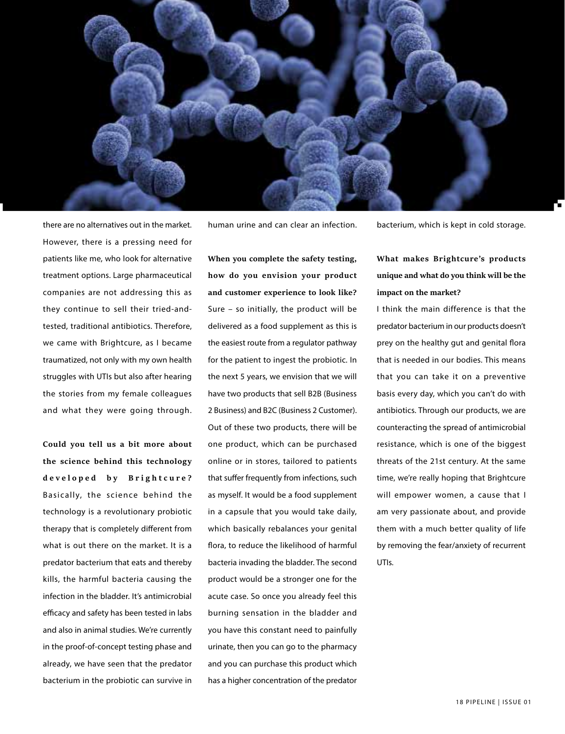there are no alternatives out in the market. However, there is a pressing need for patients like me, who look for alternative treatment options. Large pharmaceutical companies are not addressing this as they continue to sell their tried-and-tested, traditional antibiotics. Therefore, we came with Brightcure, as I became traumatized, not only with my own health struggles with UTIs but also after hearing the stories from my female colleagues and what they were going through.

**Could you tell us a bit more about the science behind this technology developed by Brightcure?**
Basically, the science behind the technology is a revolutionary probiotic therapy that is completely different from what is out there on the market. It is a predator bacterium that eats and thereby kills, the harmful bacteria causing the infection in the bladder. It's antimicrobial efficacy and safety has been tested in labs and also in animal studies. We're currently in the proof-of-concept testing phase and already, we have seen that the predator bacterium in the probiotic can survive in human urine and can clear an infection.

**When you complete the safety testing, how do you envision your product and customer experience to look like?**
Sure – so initially, the product will be delivered as a food supplement as this is the easiest route from a regulator pathway for the patient to ingest the probiotic. In the next 5 years, we envision that we will have two products that sell B2B (Business 2 Business) and B2C (Business 2 Customer). Out of these two products, there will be one product, which can be purchased online or in stores, tailored to patients that suffer frequently from infections, such as myself. It would be a food supplement in a capsule that you would take daily, which basically rebalances your genital flora, to reduce the likelihood of harmful bacteria invading the bladder. The second product would be a stronger one for the acute case. So once you already feel this burning sensation in the bladder and you have this constant need to painfully urinate, then you can go to the pharmacy and you can purchase this product which has a higher concentration of the predator bacterium, which is kept in cold storage.

**What makes Brightcure's products unique and what do you think will be the impact on the market?**
I think the main difference is that the predator bacterium in our products doesn't prey on the healthy gut and genital flora that is needed in our bodies. This means that you can take it on a preventive basis every day, which you can't do with antibiotics. Through our products, we are counteracting the spread of antimicrobial resistance, which is one of the biggest threats of the 21st century. At the same time, we're really hoping that Brightcure will empower women, a cause that I am very passionate about, and provide them with a much better quality of life by removing the fear/anxiety of recurrent UTIs.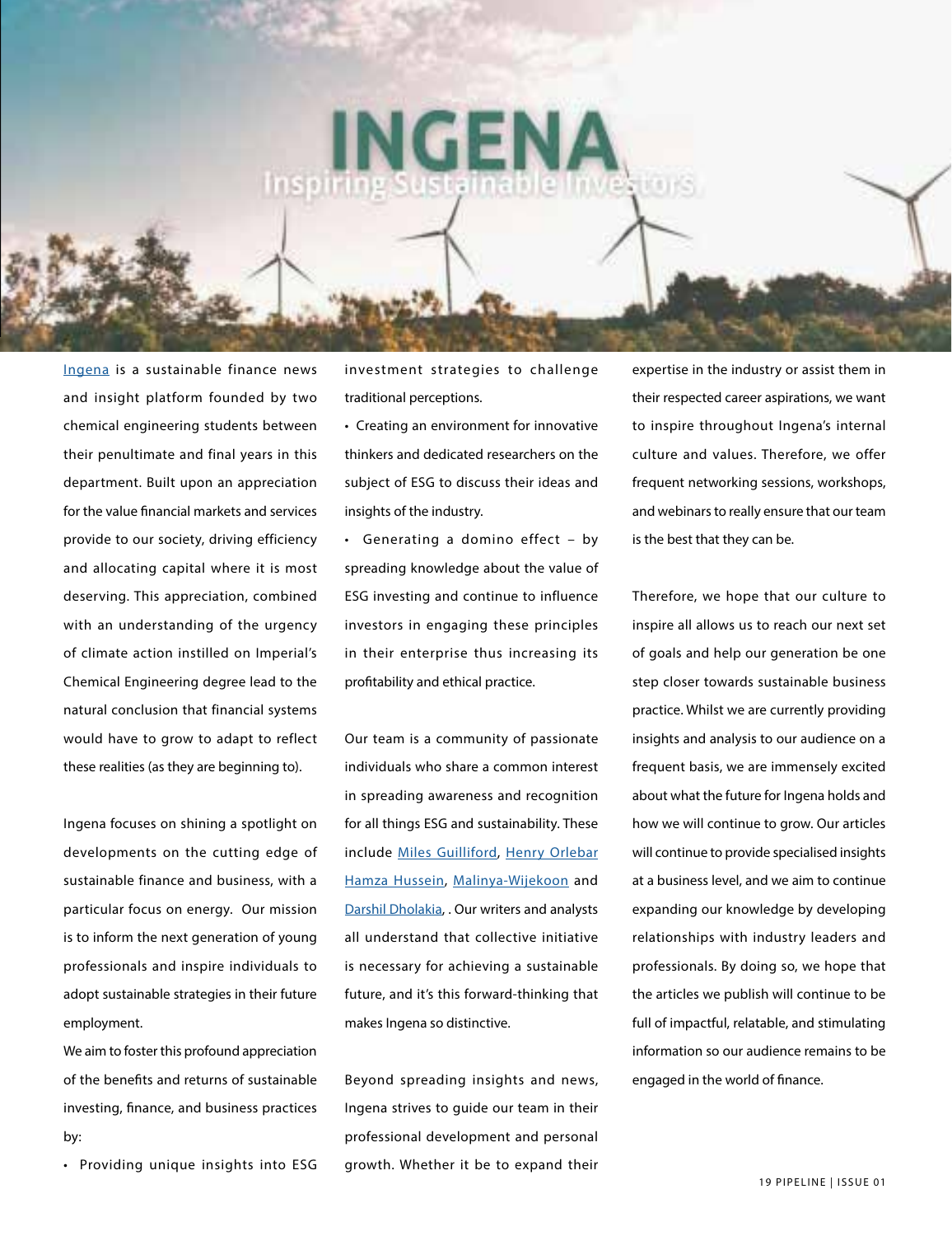# INGENA

## Inspiring Sustainable Investors

Ingena is a sustainable finance news and insight platform founded by two chemical engineering students between their penultimate and final years in this department. Built upon an appreciation for the value financial markets and services provide to our society, driving efficiency and allocating capital where it is most deserving. This appreciation, combined with an understanding of the urgency of climate action instilled on Imperial's Chemical Engineering degree lead to the natural conclusion that financial systems would have to grow to adapt to reflect these realities (as they are beginning to).

Ingena focuses on shining a spotlight on developments on the cutting edge of sustainable finance and business, with a particular focus on energy. Our mission is to inform the next generation of young professionals and inspire individuals to adopt sustainable strategies in their future employment.

We aim to foster this profound appreciation of the benefits and returns of sustainable investing, finance, and business practices by:

- Providing unique insights into ESG investment strategies to challenge traditional perceptions.
- Creating an environment for innovative thinkers and dedicated researchers on the subject of ESG to discuss their ideas and insights of the industry.
- Generating a domino effect – by spreading knowledge about the value of ESG investing and continue to influence investors in engaging these principles in their enterprise thus increasing its profitability and ethical practice.

Our team is a community of passionate individuals who share a common interest in spreading awareness and recognition for all things ESG and sustainability. These include Miles Guilliford, Henry Orlebar Hamza Hussein, Malinya-Wijekoon and Darshil Dholakia, . Our writers and analysts all understand that collective initiative is necessary for achieving a sustainable future, and it's this forward-thinking that makes Ingena so distinctive.

Beyond spreading insights and news, Ingena strives to guide our team in their professional development and personal growth. Whether it be to expand their expertise in the industry or assist them in their respected career aspirations, we want to inspire throughout Ingena's internal culture and values. Therefore, we offer frequent networking sessions, workshops, and webinars to really ensure that our team is the best that they can be.

Therefore, we hope that our culture to inspire all allows us to reach our next set of goals and help our generation be one step closer towards sustainable business practice. Whilst we are currently providing insights and analysis to our audience on a frequent basis, we are immensely excited about what the future for Ingena holds and how we will continue to grow. Our articles will continue to provide specialised insights at a business level, and we aim to continue expanding our knowledge by developing relationships with industry leaders and professionals. By doing so, we hope that the articles we publish will continue to be full of impactful, relatable, and stimulating information so our audience remains to be engaged in the world of finance.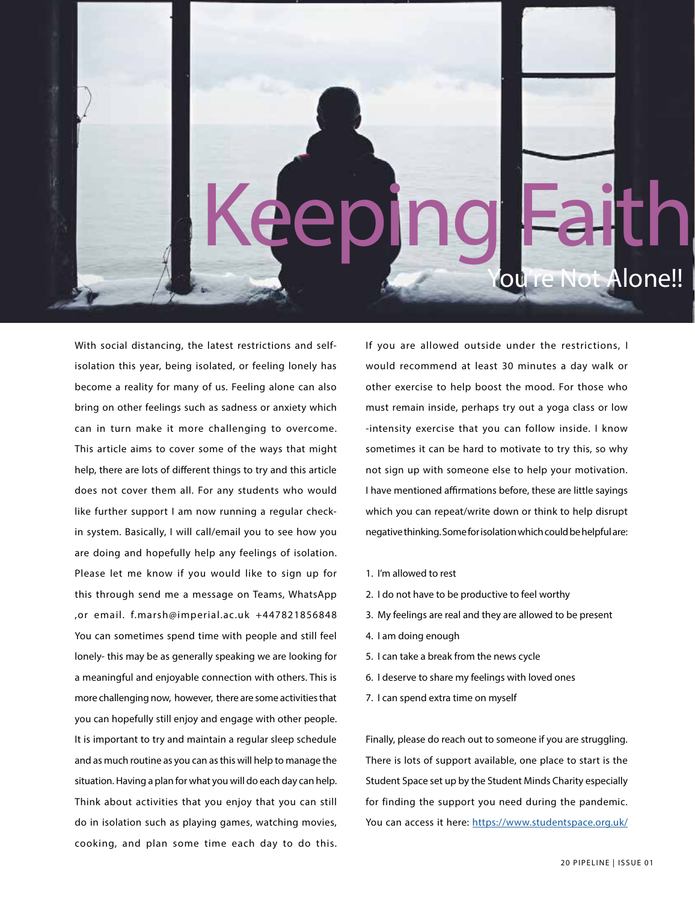# Keeping Faith

## You're Not Alone!!

With social distancing, the latest restrictions and self-isolation this year, being isolated, or feeling lonely has become a reality for many of us. Feeling alone can also bring on other feelings such as sadness or anxiety which can in turn make it more challenging to overcome. This article aims to cover some of the ways that might help, there are lots of different things to try and this article does not cover them all. For any students who would like further support I am now running a regular check-in system. Basically, I will call/email you to see how you are doing and hopefully help any feelings of isolation. Please let me know if you would like to sign up for this through send me a message on Teams, WhatsApp ,or email. f.marsh@imperial.ac.uk +447821856848 You can sometimes spend time with people and still feel lonely- this may be as generally speaking we are looking for a meaningful and enjoyable connection with others. This is more challenging now, however, there are some activities that you can hopefully still enjoy and engage with other people. It is important to try and maintain a regular sleep schedule and as much routine as you can as this will help to manage the situation. Having a plan for what you will do each day can help. Think about activities that you enjoy that you can still do in isolation such as playing games, watching movies, cooking, and plan some time each day to do this.

If you are allowed outside under the restrictions, I would recommend at least 30 minutes a day walk or other exercise to help boost the mood. For those who must remain inside, perhaps try out a yoga class or low -intensity exercise that you can follow inside. I know sometimes it can be hard to motivate to try this, so why not sign up with someone else to help your motivation. I have mentioned affirmations before, these are little sayings which you can repeat/write down or think to help disrupt negative thinking. Some for isolation which could be helpful are:

1. I'm allowed to rest
2. I do not have to be productive to feel worthy
3. My feelings are real and they are allowed to be present
4. I am doing enough
5. I can take a break from the news cycle
6. I deserve to share my feelings with loved ones
7. I can spend extra time on myself

Finally, please do reach out to someone if you are struggling. There is lots of support available, one place to start is the Student Space set up by the Student Minds Charity especially for finding the support you need during the pandemic. You can access it here: https://www.studentspace.org.uk/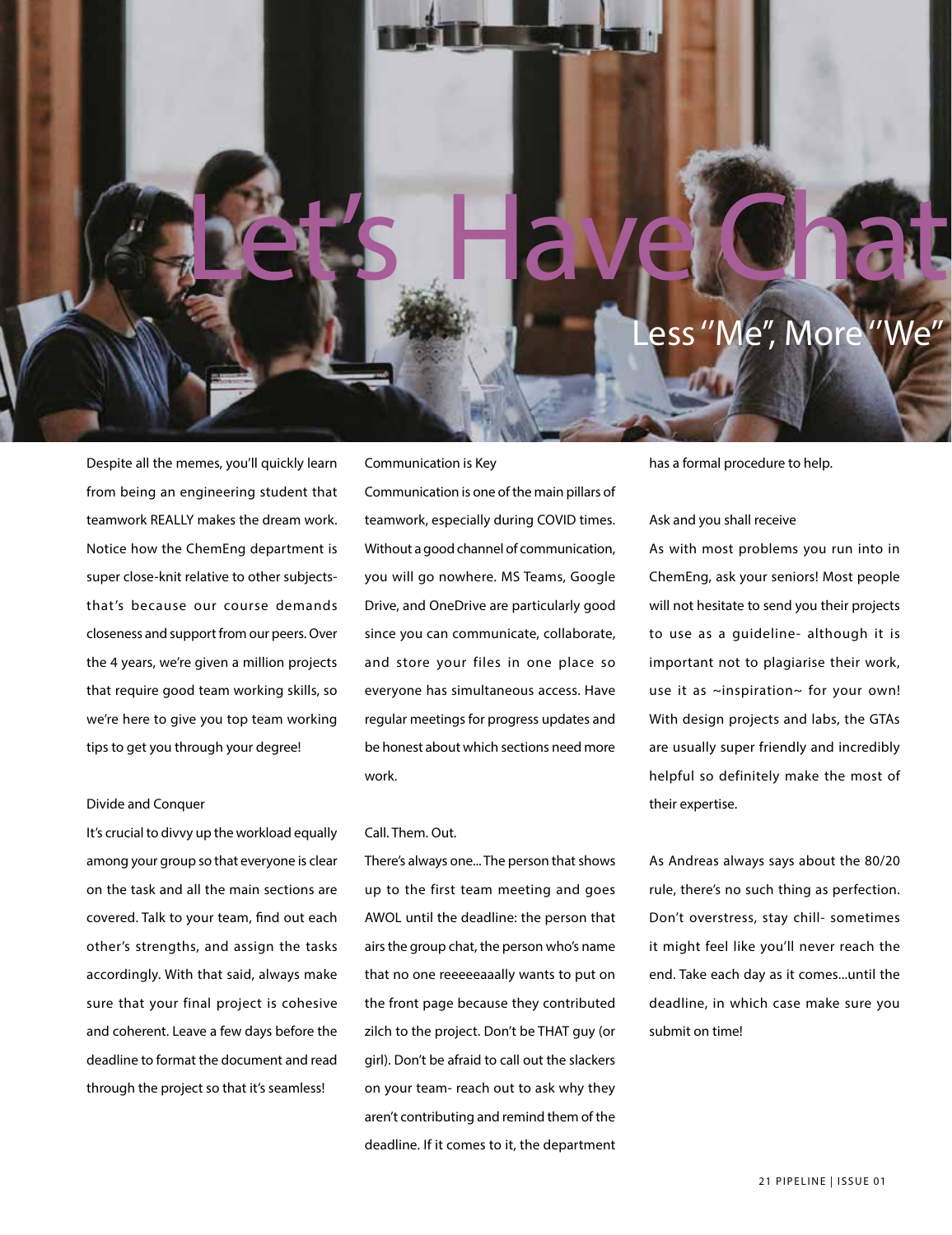# Let's Have Chat

## Less "Me", More "We"

Despite all the memes, you'll quickly learn from being an engineering student that teamwork REALLY makes the dream work. Notice how the ChemEng department is super close-knit relative to other subjects- that's because our course demands closeness and support from our peers. Over the 4 years, we're given a million projects that require good team working skills, so we're here to give you top team working tips to get you through your degree!

### Divide and Conquer

It's crucial to divvy up the workload equally among your group so that everyone is clear on the task and all the main sections are covered. Talk to your team, find out each other's strengths, and assign the tasks accordingly. With that said, always make sure that your final project is cohesive and coherent. Leave a few days before the deadline to format the document and read through the project so that it's seamless!

### Communication is Key

Communication is one of the main pillars of teamwork, especially during COVID times. Without a good channel of communication, you will go nowhere. MS Teams, Google Drive, and OneDrive are particularly good since you can communicate, collaborate, and store your files in one place so everyone has simultaneous access. Have regular meetings for progress updates and be honest about which sections need more work.

### Call. Them. Out.

There's always one... The person that shows up to the first team meeting and goes AWOL until the deadline: the person that airs the group chat, the person who's name that no one reeeeeaaally wants to put on the front page because they contributed zilch to the project. Don't be THAT guy (or girl). Don't be afraid to call out the slackers on your team- reach out to ask why they aren't contributing and remind them of the deadline. If it comes to it, the department has a formal procedure to help.

### Ask and you shall receive

As with most problems you run into in ChemEng, ask your seniors! Most people will not hesitate to send you their projects to use as a guideline- although it is important not to plagiarise their work, use it as ~inspiration~ for your own! With design projects and labs, the GTAs are usually super friendly and incredibly helpful so definitely make the most of their expertise.

As Andreas always says about the 80/20 rule, there's no such thing as perfection. Don't overstress, stay chill- sometimes it might feel like you'll never reach the end. Take each day as it comes...until the deadline, in which case make sure you submit on time!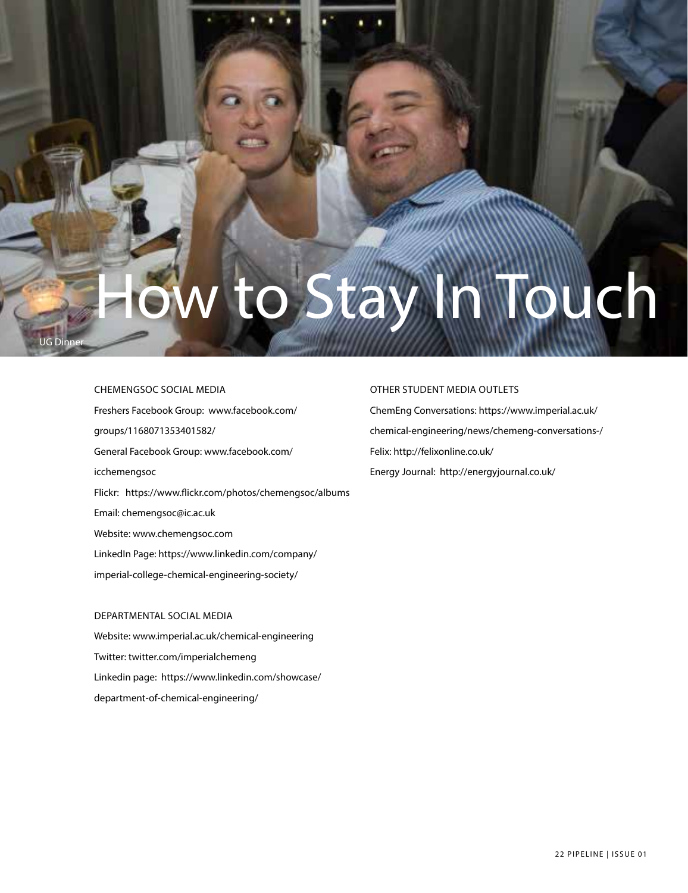# How to Stay In Touch

UG Dinner

CHEMENGSOC SOCIAL MEDIA

Freshers Facebook Group: www.facebook.com/groups/1168071353401582/

General Facebook Group: www.facebook.com/icchemengsoc

Flickr: https://www.flickr.com/photos/chemengsoc/albums

Email: chemengsoc@ic.ac.uk

Website: www.chemengsoc.com

LinkedIn Page: https://www.linkedin.com/company/imperial-college-chemical-engineering-society/

DEPARTMENTAL SOCIAL MEDIA

Website: www.imperial.ac.uk/chemical-engineering

Twitter: twitter.com/imperialchemeng

Linkedin page: https://www.linkedin.com/showcase/department-of-chemical-engineering/

OTHER STUDENT MEDIA OUTLETS

ChemEng Conversations: https://www.imperial.ac.uk/chemical-engineering/news/chemeng-conversations-/

Felix: http://felixonline.co.uk/

Energy Journal: http://energyjournal.co.uk/